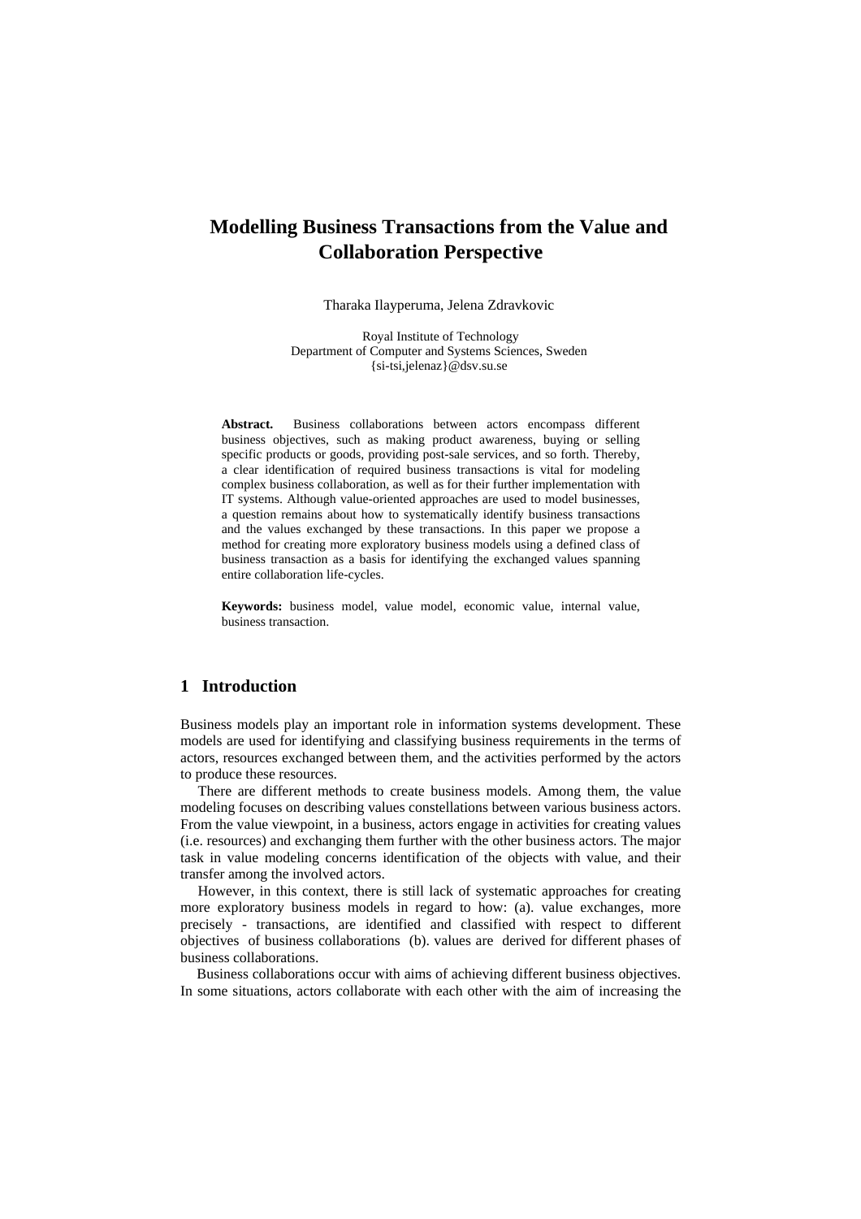# Modelling Business Transactions from the Value and Collaboration Perspective

Tharaka Ilayperuma, Jelena Zdravkovic

Royal Institute of Technology
Department of Computer and Systems Sciences, Sweden
{si-tsi,jelenaz}@dsv.su.se

**Abstract.** Business collaborations between actors encompass different business objectives, such as making product awareness, buying or selling specific products or goods, providing post-sale services, and so forth. Thereby, a clear identification of required business transactions is vital for modeling complex business collaboration, as well as for their further implementation with IT systems. Although value-oriented approaches are used to model businesses, a question remains about how to systematically identify business transactions and the values exchanged by these transactions. In this paper we propose a method for creating more exploratory business models using a defined class of business transaction as a basis for identifying the exchanged values spanning entire collaboration life-cycles.

**Keywords:** business model, value model, economic value, internal value, business transaction.

## 1 Introduction

Business models play an important role in information systems development. These models are used for identifying and classifying business requirements in the terms of actors, resources exchanged between them, and the activities performed by the actors to produce these resources.

There are different methods to create business models. Among them, the value modeling focuses on describing values constellations between various business actors. From the value viewpoint, in a business, actors engage in activities for creating values (i.e. resources) and exchanging them further with the other business actors. The major task in value modeling concerns identification of the objects with value, and their transfer among the involved actors.

However, in this context, there is still lack of systematic approaches for creating more exploratory business models in regard to how: (a). value exchanges, more precisely - transactions, are identified and classified with respect to different objectives of business collaborations (b). values are derived for different phases of business collaborations.

Business collaborations occur with aims of achieving different business objectives. In some situations, actors collaborate with each other with the aim of increasing the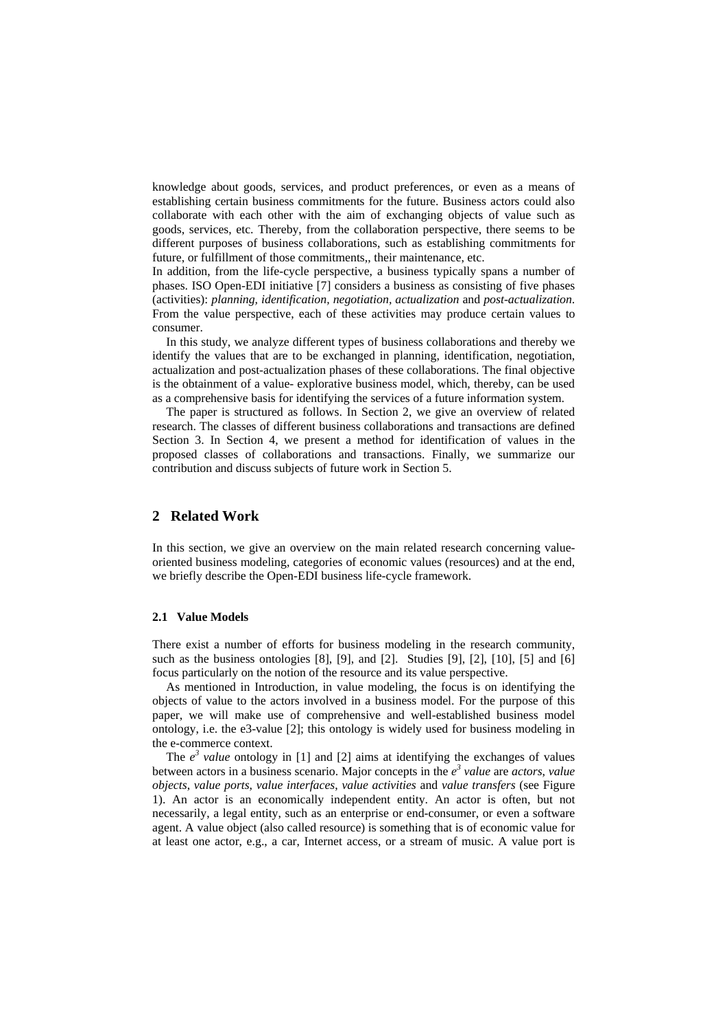knowledge about goods, services, and product preferences, or even as a means of establishing certain business commitments for the future. Business actors could also collaborate with each other with the aim of exchanging objects of value such as goods, services, etc. Thereby, from the collaboration perspective, there seems to be different purposes of business collaborations, such as establishing commitments for future, or fulfillment of those commitments,, their maintenance, etc.

In addition, from the life-cycle perspective, a business typically spans a number of phases. ISO Open-EDI initiative [7] considers a business as consisting of five phases (activities): *planning, identification, negotiation, actualization* and *post-actualization*. From the value perspective, each of these activities may produce certain values to consumer.

In this study, we analyze different types of business collaborations and thereby we identify the values that are to be exchanged in planning, identification, negotiation, actualization and post-actualization phases of these collaborations. The final objective is the obtainment of a value- explorative business model, which, thereby, can be used as a comprehensive basis for identifying the services of a future information system.

The paper is structured as follows. In Section 2, we give an overview of related research. The classes of different business collaborations and transactions are defined Section 3. In Section 4, we present a method for identification of values in the proposed classes of collaborations and transactions. Finally, we summarize our contribution and discuss subjects of future work in Section 5.

## 2 Related Work

In this section, we give an overview on the main related research concerning value-oriented business modeling, categories of economic values (resources) and at the end, we briefly describe the Open-EDI business life-cycle framework.

### 2.1 Value Models

There exist a number of efforts for business modeling in the research community, such as the business ontologies [8], [9], and [2]. Studies [9], [2], [10], [5] and [6] focus particularly on the notion of the resource and its value perspective.

As mentioned in Introduction, in value modeling, the focus is on identifying the objects of value to the actors involved in a business model. For the purpose of this paper, we will make use of comprehensive and well-established business model ontology, i.e. the e3-value [2]; this ontology is widely used for business modeling in the e-commerce context.

The *e*[3] *value* ontology in [1] and [2] aims at identifying the exchanges of values between actors in a business scenario. Major concepts in the *e*[3] *value* are *actors*, *value objects*, *value ports*, *value interfaces*, *value activities* and *value transfers* (see Figure 1). An actor is an economically independent entity. An actor is often, but not necessarily, a legal entity, such as an enterprise or end-consumer, or even a software agent. A value object (also called resource) is something that is of economic value for at least one actor, e.g., a car, Internet access, or a stream of music. A value port is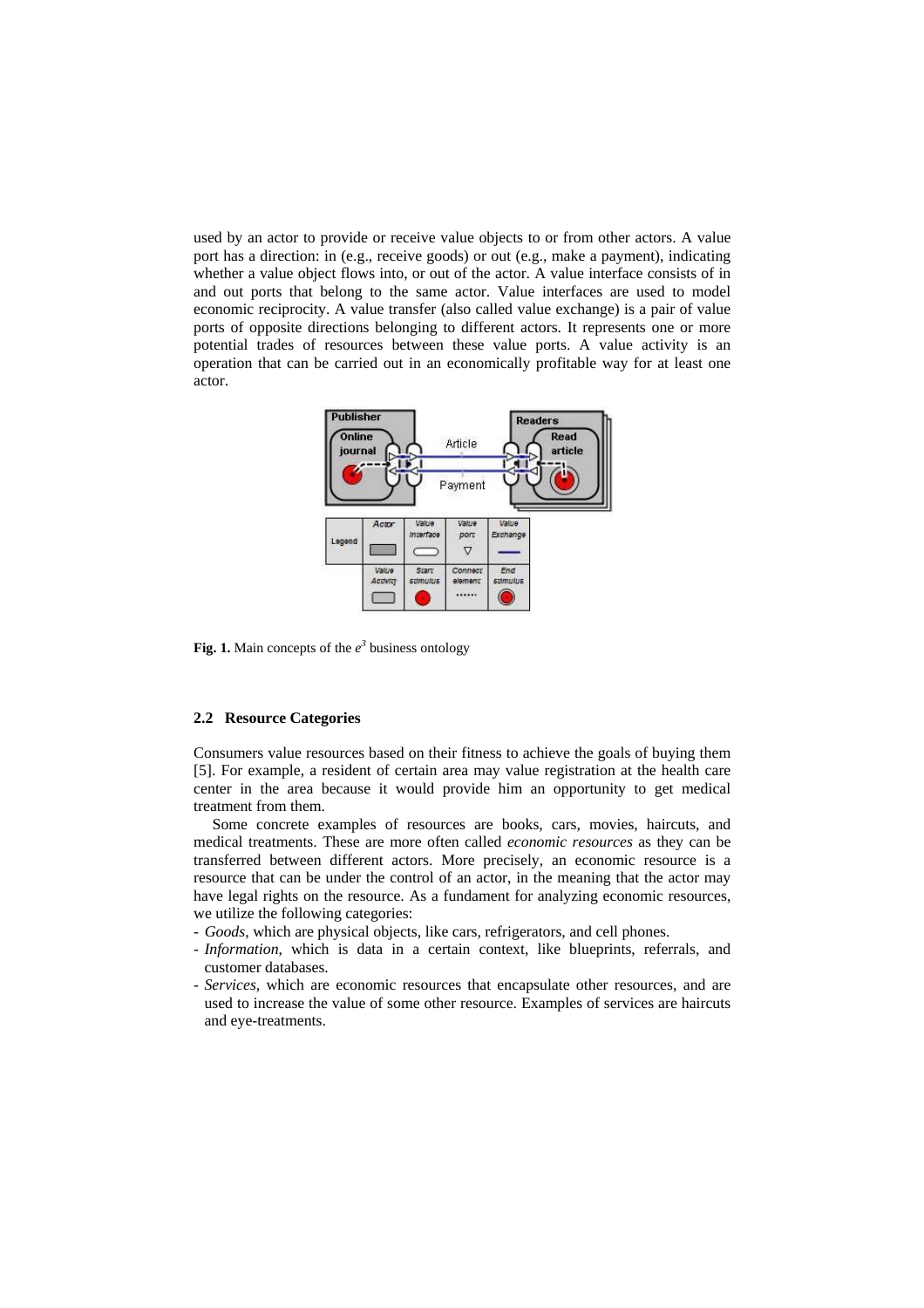used by an actor to provide or receive value objects to or from other actors. A value port has a direction: in (e.g., receive goods) or out (e.g., make a payment), indicating whether a value object flows into, or out of the actor. A value interface consists of in and out ports that belong to the same actor. Value interfaces are used to model economic reciprocity. A value transfer (also called value exchange) is a pair of value ports of opposite directions belonging to different actors. It represents one or more potential trades of resources between these value ports. A value activity is an operation that can be carried out in an economically profitable way for at least one actor.

**Fig. 1.** Main concepts of the $e^3$ business ontology

### 2.2 Resource Categories

Consumers value resources based on their fitness to achieve the goals of buying them [5]. For example, a resident of certain area may value registration at the health care center in the area because it would provide him an opportunity to get medical treatment from them.

Some concrete examples of resources are books, cars, movies, haircuts, and medical treatments. These are more often called *economic resources* as they can be transferred between different actors. More precisely, an economic resource is a resource that can be under the control of an actor, in the meaning that the actor may have legal rights on the resource. As a fundament for analyzing economic resources, we utilize the following categories:

- *Goods*, which are physical objects, like cars, refrigerators, and cell phones.
- *Information*, which is data in a certain context, like blueprints, referrals, and customer databases.
- *Services*, which are economic resources that encapsulate other resources, and are used to increase the value of some other resource. Examples of services are haircuts and eye-treatments.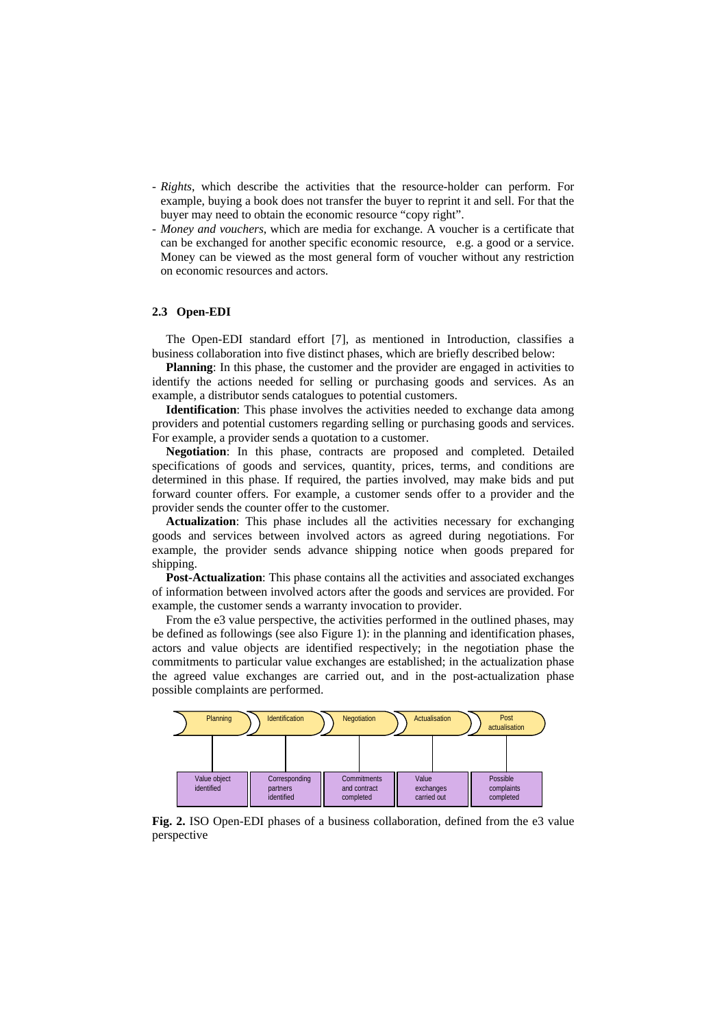- *Rights*, which describe the activities that the resource-holder can perform. For example, buying a book does not transfer the buyer to reprint it and sell. For that the buyer may need to obtain the economic resource "copy right".
- *Money and vouchers*, which are media for exchange. A voucher is a certificate that can be exchanged for another specific economic resource, e.g. a good or a service. Money can be viewed as the most general form of voucher without any restriction on economic resources and actors.

### 2.3 Open-EDI

The Open-EDI standard effort [7], as mentioned in Introduction, classifies a business collaboration into five distinct phases, which are briefly described below:

**Planning**: In this phase, the customer and the provider are engaged in activities to identify the actions needed for selling or purchasing goods and services. As an example, a distributor sends catalogues to potential customers.

**Identification**: This phase involves the activities needed to exchange data among providers and potential customers regarding selling or purchasing goods and services. For example, a provider sends a quotation to a customer.

**Negotiation**: In this phase, contracts are proposed and completed. Detailed specifications of goods and services, quantity, prices, terms, and conditions are determined in this phase. If required, the parties involved, may make bids and put forward counter offers. For example, a customer sends offer to a provider and the provider sends the counter offer to the customer.

**Actualization**: This phase includes all the activities necessary for exchanging goods and services between involved actors as agreed during negotiations. For example, the provider sends advance shipping notice when goods prepared for shipping.

**Post-Actualization**: This phase contains all the activities and associated exchanges of information between involved actors after the goods and services are provided. For example, the customer sends a warranty invocation to provider.

From the e3 value perspective, the activities performed in the outlined phases, may be defined as followings (see also Figure 1): in the planning and identification phases, actors and value objects are identified respectively; in the negotiation phase the commitments to particular value exchanges are established; in the actualization phase the agreed value exchanges are carried out, and in the post-actualization phase possible complaints are performed.

| Planning | Identification | Negotiation | Actualisation | Post actualisation |
|---|---|---|---|---|
| Value object identified | Corresponding partners identified | Commitments and contract completed | Value exchanges carried out | Possible complaints completed |

**Fig. 2.** ISO Open-EDI phases of a business collaboration, defined from the e3 value perspective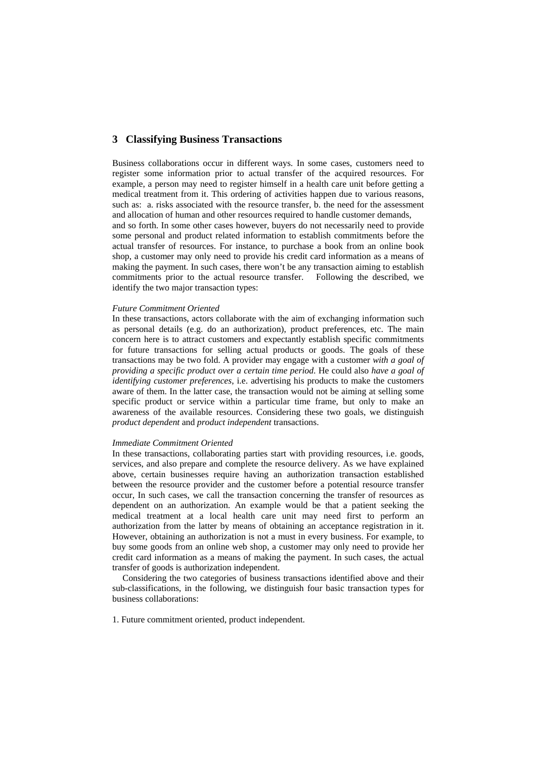## 3 Classifying Business Transactions

Business collaborations occur in different ways. In some cases, customers need to register some information prior to actual transfer of the acquired resources. For example, a person may need to register himself in a health care unit before getting a medical treatment from it. This ordering of activities happen due to various reasons, such as: a. risks associated with the resource transfer, b. the need for the assessment and allocation of human and other resources required to handle customer demands, and so forth. In some other cases however, buyers do not necessarily need to provide some personal and product related information to establish commitments before the actual transfer of resources. For instance, to purchase a book from an online book shop, a customer may only need to provide his credit card information as a means of making the payment. In such cases, there won't be any transaction aiming to establish commitments prior to the actual resource transfer. Following the described, we identify the two major transaction types:

*Future Commitment Oriented*

In these transactions, actors collaborate with the aim of exchanging information such as personal details (e.g. do an authorization), product preferences, etc. The main concern here is to attract customers and expectantly establish specific commitments for future transactions for selling actual products or goods. The goals of these transactions may be two fold. A provider may engage with a customer *with a goal of providing a specific product over a certain time period.* He could also *have a goal of identifying customer preferences*, i.e. advertising his products to make the customers aware of them. In the latter case, the transaction would not be aiming at selling some specific product or service within a particular time frame, but only to make an awareness of the available resources. Considering these two goals, we distinguish *product dependent* and *product independent* transactions.

*Immediate Commitment Oriented*

In these transactions, collaborating parties start with providing resources, i.e. goods, services, and also prepare and complete the resource delivery. As we have explained above, certain businesses require having an authorization transaction established between the resource provider and the customer before a potential resource transfer occur, In such cases, we call the transaction concerning the transfer of resources as dependent on an authorization. An example would be that a patient seeking the medical treatment at a local health care unit may need first to perform an authorization from the latter by means of obtaining an acceptance registration in it. However, obtaining an authorization is not a must in every business. For example, to buy some goods from an online web shop, a customer may only need to provide her credit card information as a means of making the payment. In such cases, the actual transfer of goods is authorization independent.

Considering the two categories of business transactions identified above and their sub-classifications, in the following, we distinguish four basic transaction types for business collaborations:

1. Future commitment oriented, product independent.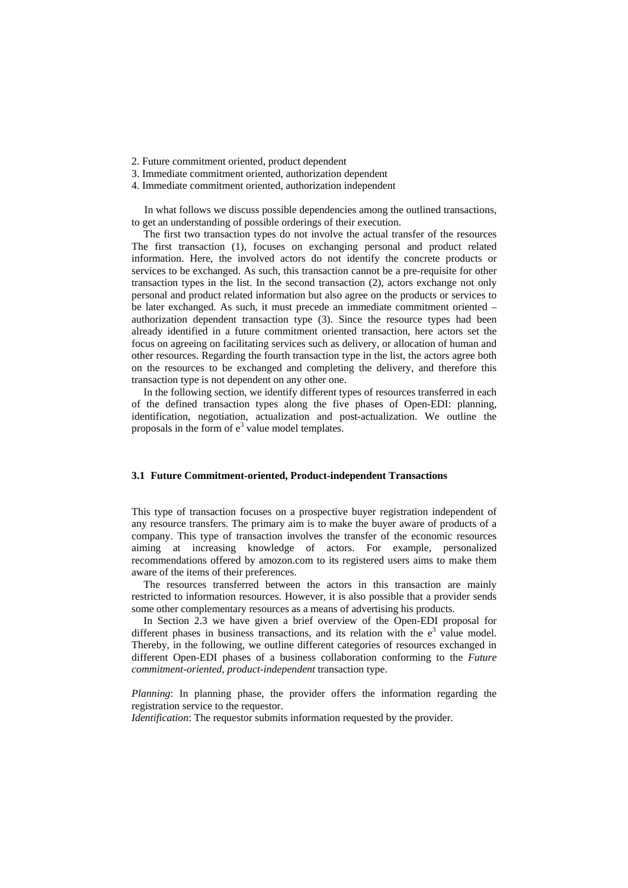2. Future commitment oriented, product dependent
3. Immediate commitment oriented, authorization dependent
4. Immediate commitment oriented, authorization independent

In what follows we discuss possible dependencies among the outlined transactions, to get an understanding of possible orderings of their execution.

The first two transaction types do not involve the actual transfer of the resources The first transaction (1), focuses on exchanging personal and product related information. Here, the involved actors do not identify the concrete products or services to be exchanged. As such, this transaction cannot be a pre-requisite for other transaction types in the list. In the second transaction (2), actors exchange not only personal and product related information but also agree on the products or services to be later exchanged. As such, it must precede an immediate commitment oriented – authorization dependent transaction type (3). Since the resource types had been already identified in a future commitment oriented transaction, here actors set the focus on agreeing on facilitating services such as delivery, or allocation of human and other resources. Regarding the fourth transaction type in the list, the actors agree both on the resources to be exchanged and completing the delivery, and therefore this transaction type is not dependent on any other one.

In the following section, we identify different types of resources transferred in each of the defined transaction types along the five phases of Open-EDI: planning, identification, negotiation, actualization and post-actualization. We outline the proposals in the form of $e^3$ value model templates.

### 3.1 Future Commitment-oriented, Product-independent Transactions

This type of transaction focuses on a prospective buyer registration independent of any resource transfers. The primary aim is to make the buyer aware of products of a company. This type of transaction involves the transfer of the economic resources aiming at increasing knowledge of actors. For example, personalized recommendations offered by amozon.com to its registered users aims to make them aware of the items of their preferences.

The resources transferred between the actors in this transaction are mainly restricted to information resources. However, it is also possible that a provider sends some other complementary resources as a means of advertising his products.

In Section 2.3 we have given a brief overview of the Open-EDI proposal for different phases in business transactions, and its relation with the $e^3$ value model. Thereby, in the following, we outline different categories of resources exchanged in different Open-EDI phases of a business collaboration conforming to the *Future commitment-oriented, product-independent* transaction type.

*Planning*: In planning phase, the provider offers the information regarding the registration service to the requestor.
*Identification*: The requestor submits information requested by the provider.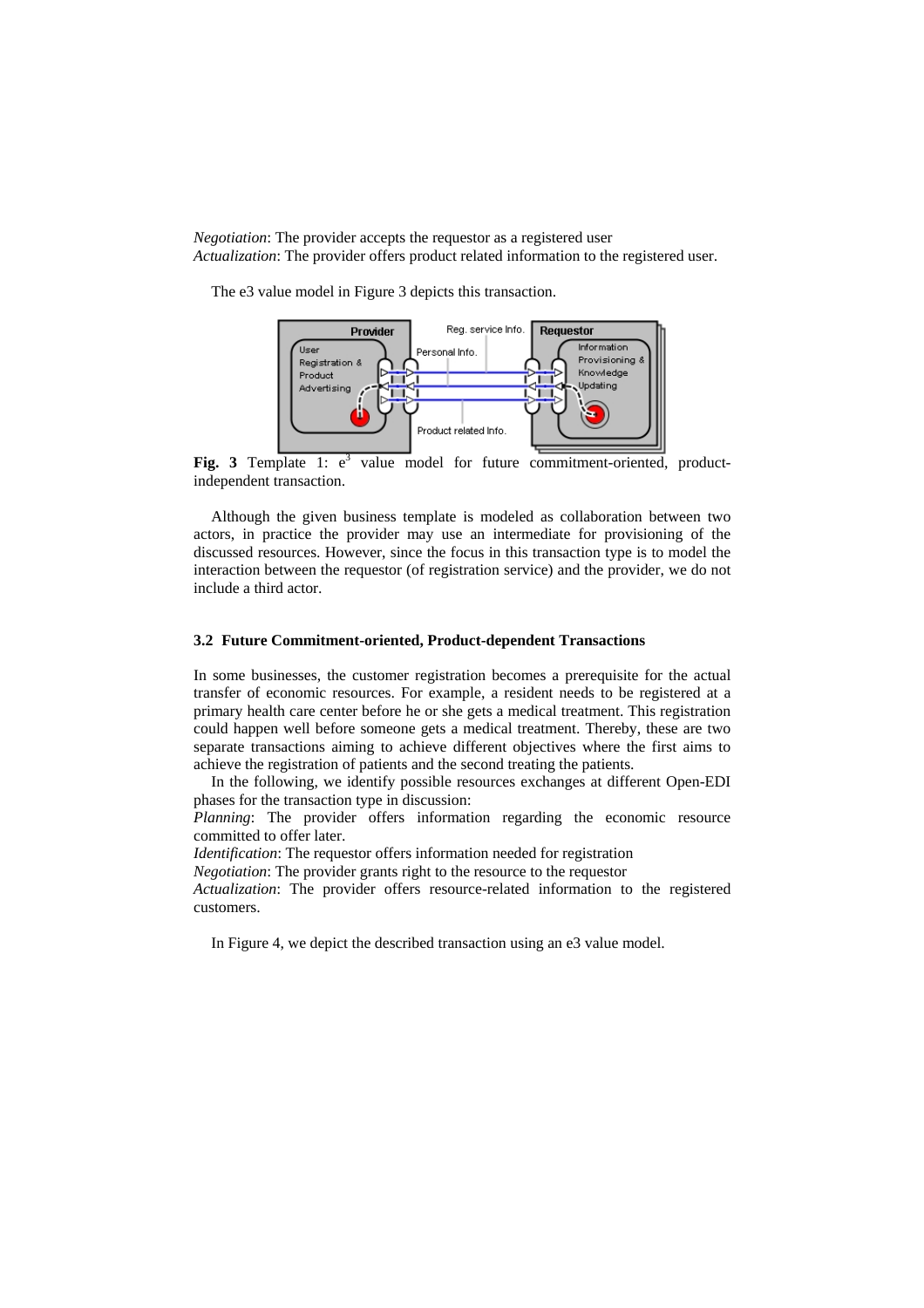*Negotiation*: The provider accepts the requestor as a registered user
*Actualization*: The provider offers product related information to the registered user.

The e3 value model in Figure 3 depicts this transaction.

**Fig. 3** Template 1: $e^3$ value model for future commitment-oriented, product-independent transaction.

Although the given business template is modeled as collaboration between two actors, in practice the provider may use an intermediate for provisioning of the discussed resources. However, since the focus in this transaction type is to model the interaction between the requestor (of registration service) and the provider, we do not include a third actor.

### 3.2 Future Commitment-oriented, Product-dependent Transactions

In some businesses, the customer registration becomes a prerequisite for the actual transfer of economic resources. For example, a resident needs to be registered at a primary health care center before he or she gets a medical treatment. This registration could happen well before someone gets a medical treatment. Thereby, these are two separate transactions aiming to achieve different objectives where the first aims to achieve the registration of patients and the second treating the patients.

In the following, we identify possible resources exchanges at different Open-EDI phases for the transaction type in discussion:

*Planning*: The provider offers information regarding the economic resource committed to offer later.
*Identification*: The requestor offers information needed for registration
*Negotiation*: The provider grants right to the resource to the requestor
*Actualization*: The provider offers resource-related information to the registered customers.

In Figure 4, we depict the described transaction using an e3 value model.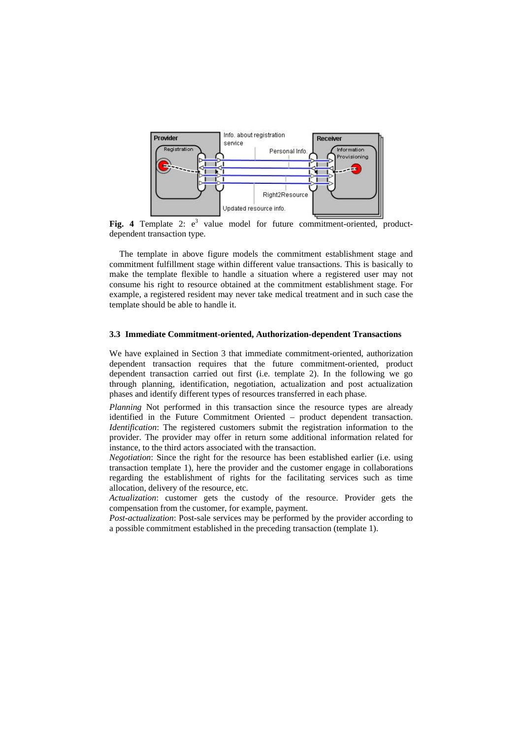**Fig. 4** Template 2: $e^3$ value model for future commitment-oriented, product-dependent transaction type.

The template in above figure models the commitment establishment stage and commitment fulfillment stage within different value transactions. This is basically to make the template flexible to handle a situation where a registered user may not consume his right to resource obtained at the commitment establishment stage. For example, a registered resident may never take medical treatment and in such case the template should be able to handle it.

### 3.3 Immediate Commitment-oriented, Authorization-dependent Transactions

We have explained in Section 3 that immediate commitment-oriented, authorization dependent transaction requires that the future commitment-oriented, product dependent transaction carried out first (i.e. template 2). In the following we go through planning, identification, negotiation, actualization and post actualization phases and identify different types of resources transferred in each phase.

*Planning* Not performed in this transaction since the resource types are already identified in the Future Commitment Oriented – product dependent transaction.
*Identification*: The registered customers submit the registration information to the provider. The provider may offer in return some additional information related for instance, to the third actors associated with the transaction.
*Negotiation*: Since the right for the resource has been established earlier (i.e. using transaction template 1), here the provider and the customer engage in collaborations regarding the establishment of rights for the facilitating services such as time allocation, delivery of the resource, etc.
*Actualization*: customer gets the custody of the resource. Provider gets the compensation from the customer, for example, payment.
*Post-actualization*: Post-sale services may be performed by the provider according to a possible commitment established in the preceding transaction (template 1).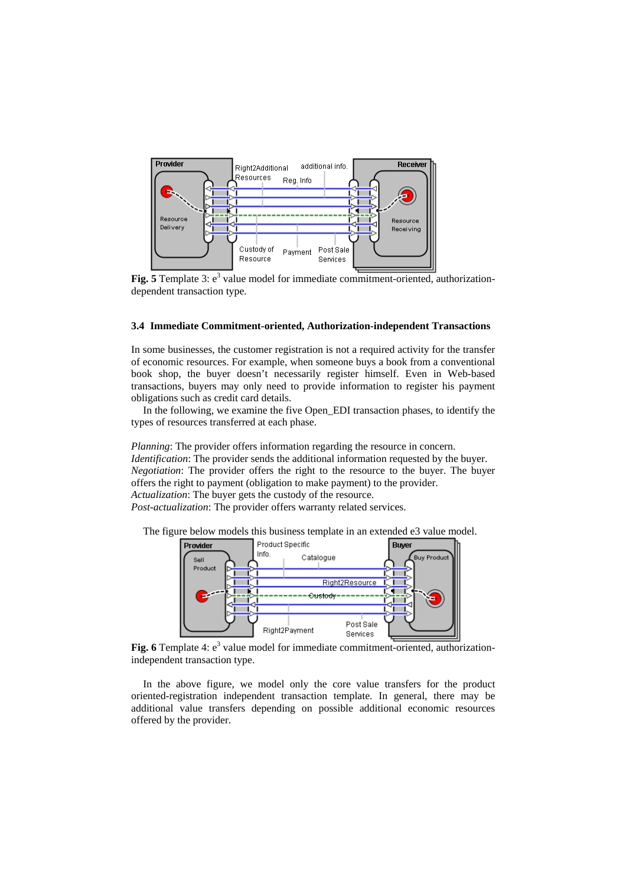**Fig. 5** Template 3: $e^3$ value model for immediate commitment-oriented, authorization-dependent transaction type.

### 3.4 Immediate Commitment-oriented, Authorization-independent Transactions

In some businesses, the customer registration is not a required activity for the transfer of economic resources. For example, when someone buys a book from a conventional book shop, the buyer doesn't necessarily register himself. Even in Web-based transactions, buyers may only need to provide information to register his payment obligations such as credit card details.

In the following, we examine the five Open_EDI transaction phases, to identify the types of resources transferred at each phase.

*Planning*: The provider offers information regarding the resource in concern.
*Identification*: The provider sends the additional information requested by the buyer.
*Negotiation*: The provider offers the right to the resource to the buyer. The buyer offers the right to payment (obligation to make payment) to the provider.
*Actualization*: The buyer gets the custody of the resource.
*Post-actualization*: The provider offers warranty related services.

The figure below models this business template in an extended e3 value model.

**Fig. 6** Template 4: $e^3$ value model for immediate commitment-oriented, authorization-independent transaction type.

In the above figure, we model only the core value transfers for the product oriented-registration independent transaction template. In general, there may be additional value transfers depending on possible additional economic resources offered by the provider.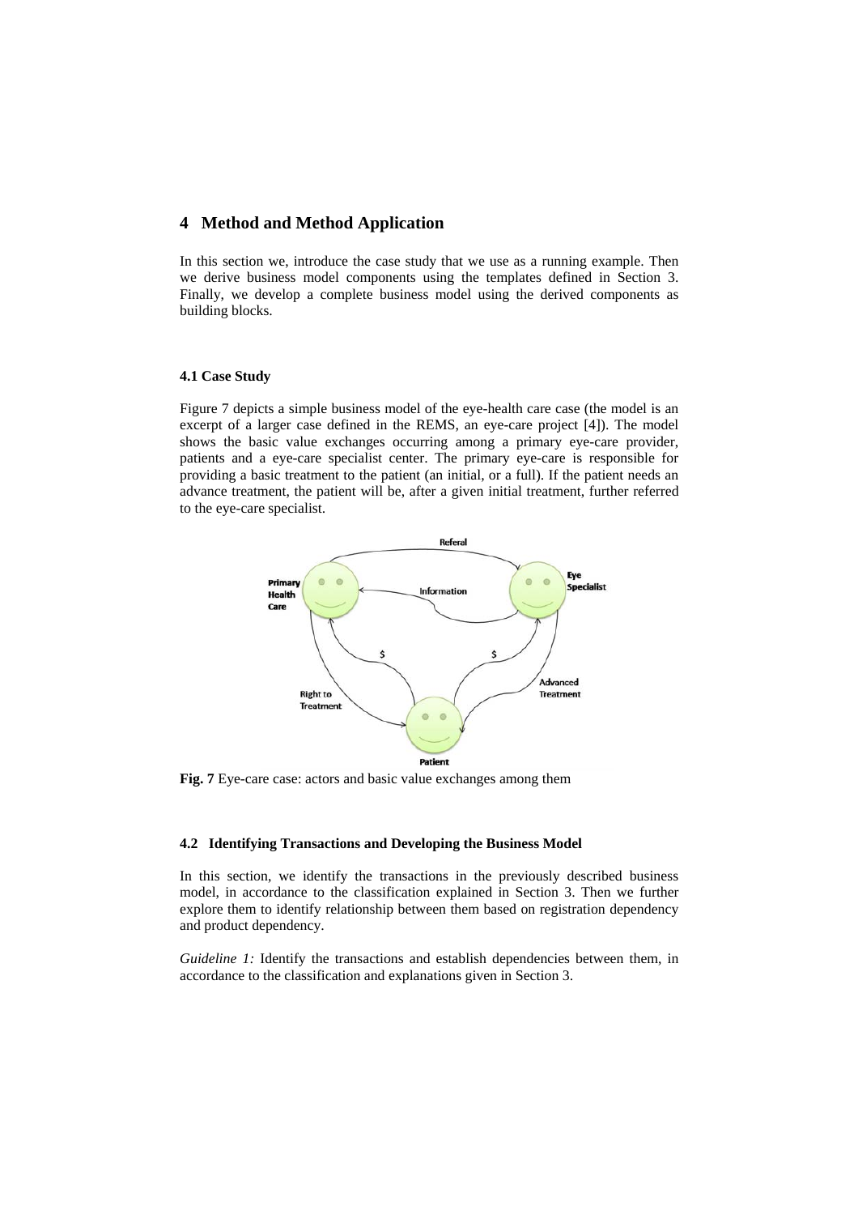## 4 Method and Method Application

In this section we, introduce the case study that we use as a running example. Then we derive business model components using the templates defined in Section 3. Finally, we develop a complete business model using the derived components as building blocks.

### 4.1 Case Study

Figure 7 depicts a simple business model of the eye-health care case (the model is an excerpt of a larger case defined in the REMS, an eye-care project [4]). The model shows the basic value exchanges occurring among a primary eye-care provider, patients and a eye-care specialist center. The primary eye-care is responsible for providing a basic treatment to the patient (an initial, or a full). If the patient needs an advance treatment, the patient will be, after a given initial treatment, further referred to the eye-care specialist.

**Fig. 7** Eye-care case: actors and basic value exchanges among them

### 4.2 Identifying Transactions and Developing the Business Model

In this section, we identify the transactions in the previously described business model, in accordance to the classification explained in Section 3. Then we further explore them to identify relationship between them based on registration dependency and product dependency.

*Guideline 1:* Identify the transactions and establish dependencies between them, in accordance to the classification and explanations given in Section 3.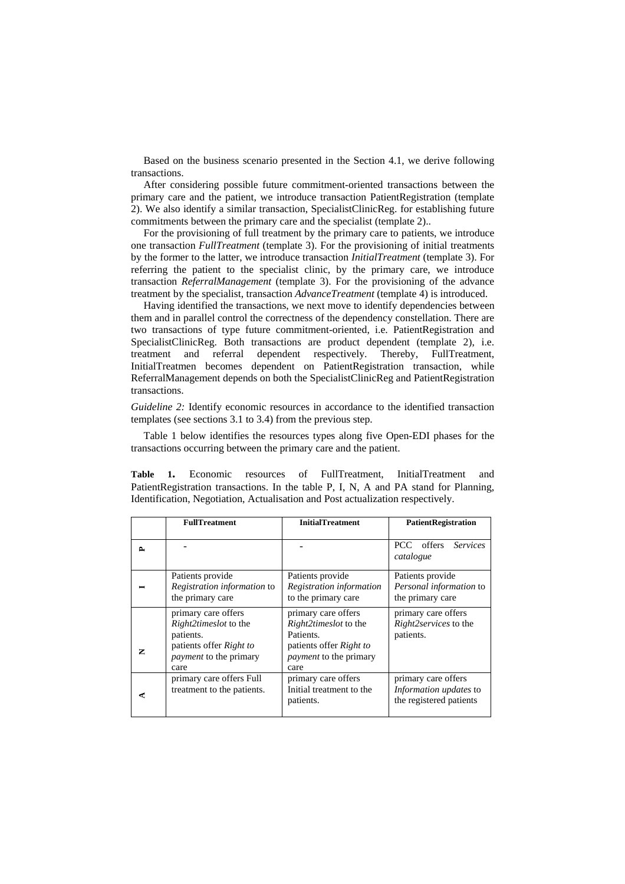Based on the business scenario presented in the Section 4.1, we derive following transactions.

After considering possible future commitment-oriented transactions between the primary care and the patient, we introduce transaction PatientRegistration (template 2). We also identify a similar transaction, SpecialistClinicReg. for establishing future commitments between the primary care and the specialist (template 2)..

For the provisioning of full treatment by the primary care to patients, we introduce one transaction *FullTreatment* (template 3). For the provisioning of initial treatments by the former to the latter, we introduce transaction *InitialTreatment* (template 3). For referring the patient to the specialist clinic, by the primary care, we introduce transaction *ReferralManagement* (template 3). For the provisioning of the advance treatment by the specialist, transaction *AdvanceTreatment* (template 4) is introduced.

Having identified the transactions, we next move to identify dependencies between them and in parallel control the correctness of the dependency constellation. There are two transactions of type future commitment-oriented, i.e. PatientRegistration and SpecialistClinicReg. Both transactions are product dependent (template 2), i.e. treatment and referral dependent respectively. Thereby, FullTreatment, InitialTreatmen becomes dependent on PatientRegistration transaction, while ReferralManagement depends on both the SpecialistClinicReg and PatientRegistration transactions.

*Guideline 2:* Identify economic resources in accordance to the identified transaction templates (see sections 3.1 to 3.4) from the previous step.

Table 1 below identifies the resources types along five Open-EDI phases for the transactions occurring between the primary care and the patient.

**Table 1.** Economic resources of FullTreatment, InitialTreatment and PatientRegistration transactions. In the table P, I, N, A and PA stand for Planning, Identification, Negotiation, Actualisation and Post actualization respectively.

| | **FullTreatment** | **InitialTreatment** | **PatientRegistration** |
|---|---|---|---|
| P | - | - | PCC offers *Services catalogue* |
| I | Patients provide *Registration information* to the primary care | Patients provide *Registration information* to the primary care | Patients provide *Personal information* to the primary care |
| N | primary care offers *Right2timeslot* to the patients. patients offer *Right to payment* to the primary care | primary care offers *Right2timeslot* to the Patients. patients offer *Right to payment* to the primary care | primary care offers *Right2services* to the patients. |
| A | primary care offers Full treatment to the patients. | primary care offers Initial treatment to the patients. | primary care offers *Information updates* to the registered patients |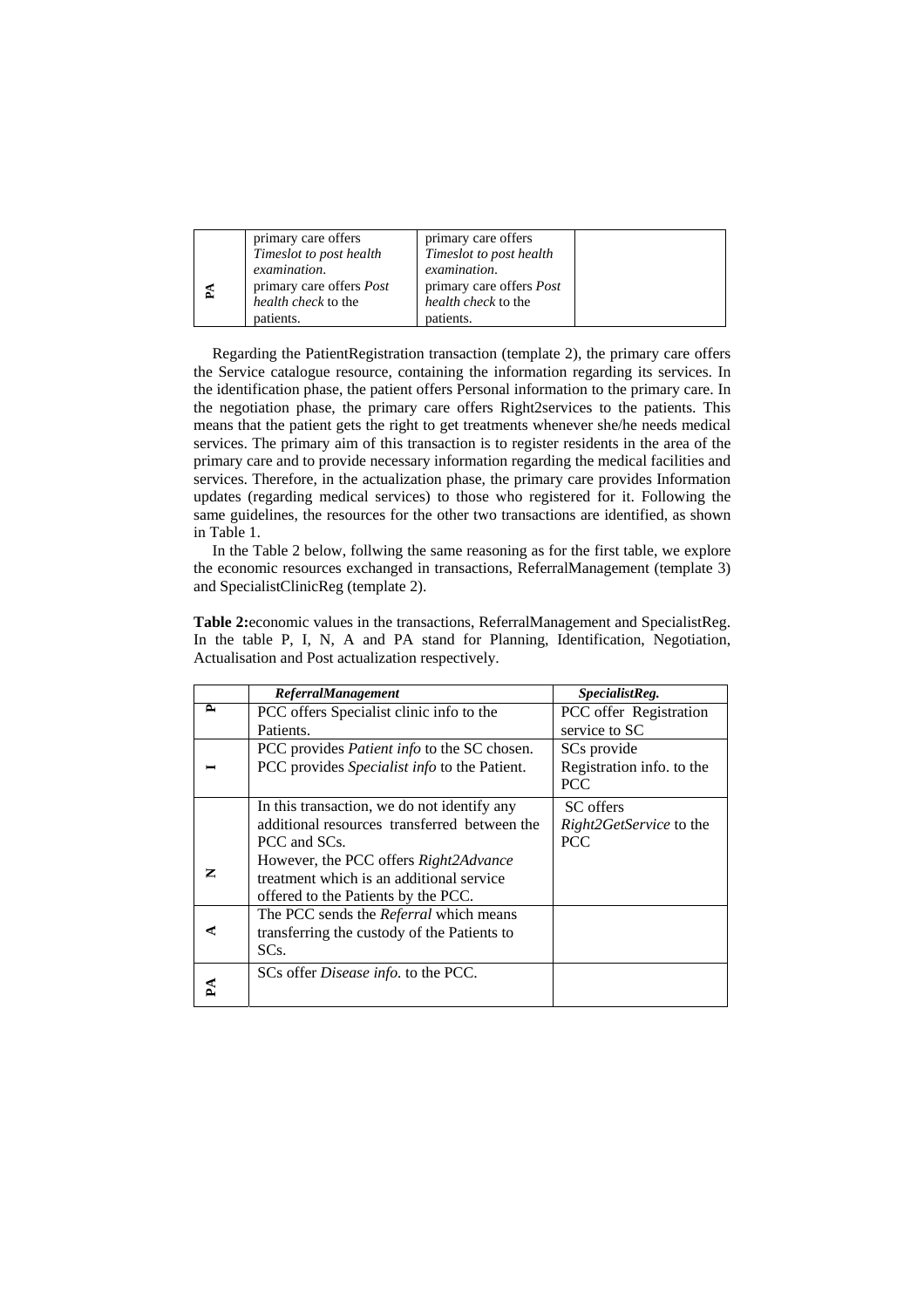| PA | primary care offers *Timeslot to post health examination*. primary care offers *Post health check* to the patients. | primary care offers *Timeslot to post health examination*. primary care offers *Post health check* to the patients. | |
|---|---|---|---|

Regarding the PatientRegistration transaction (template 2), the primary care offers the Service catalogue resource, containing the information regarding its services. In the identification phase, the patient offers Personal information to the primary care. In the negotiation phase, the primary care offers Right2services to the patients. This means that the patient gets the right to get treatments whenever she/he needs medical services. The primary aim of this transaction is to register residents in the area of the primary care and to provide necessary information regarding the medical facilities and services. Therefore, in the actualization phase, the primary care provides Information updates (regarding medical services) to those who registered for it. Following the same guidelines, the resources for the other two transactions are identified, as shown in Table 1.

In the Table 2 below, follwing the same reasoning as for the first table, we explore the economic resources exchanged in transactions, ReferralManagement (template 3) and SpecialistClinicReg (template 2).

**Table 2:**economic values in the transactions, ReferralManagement and SpecialistReg. In the table P, I, N, A and PA stand for Planning, Identification, Negotiation, Actualisation and Post actualization respectively.

| | *ReferralManagement* | *SpecialistReg.* |
|---|---|---|
| P | PCC offers Specialist clinic info to the Patients. | PCC offer Registration service to SC |
| I | PCC provides *Patient info* to the SC chosen. PCC provides *Specialist info* to the Patient. | SCs provide Registration info. to the PCC |
| N | In this transaction, we do not identify any additional resources transferred between the PCC and SCs. However, the PCC offers *Right2Advance* treatment which is an additional service offered to the Patients by the PCC. | SC offers *Right2GetService* to the PCC |
| A | The PCC sends the *Referral* which means transferring the custody of the Patients to SCs. | |
| PA | SCs offer *Disease info.* to the PCC. | |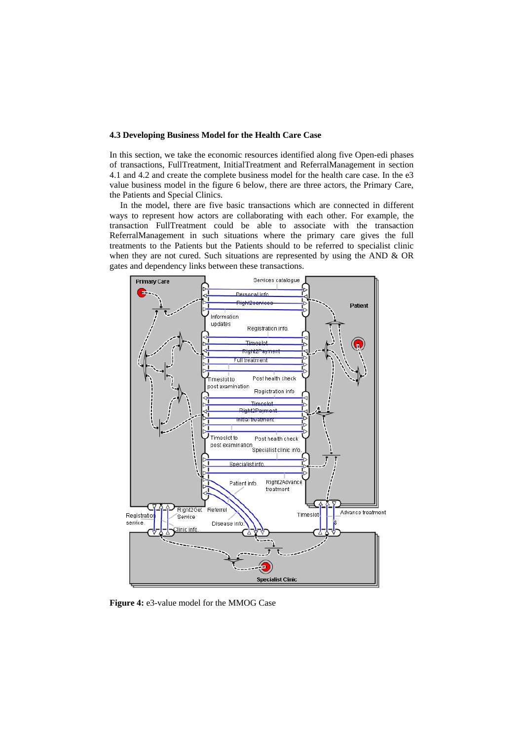### 4.3 Developing Business Model for the Health Care Case

In this section, we take the economic resources identified along five Open-edi phases of transactions, FullTreatment, InitialTreatment and ReferralManagement in section 4.1 and 4.2 and create the complete business model for the health care case. In the e3 value business model in the figure 6 below, there are three actors, the Primary Care, the Patients and Special Clinics.

In the model, there are five basic transactions which are connected in different ways to represent how actors are collaborating with each other. For example, the transaction FullTreatment could be able to associate with the transaction ReferralManagement in such situations where the primary care gives the full treatments to the Patients but the Patients should to be referred to specialist clinic when they are not cured. Such situations are represented by using the AND & OR gates and dependency links between these transactions.

**Figure 4:** e3-value model for the MMOG Case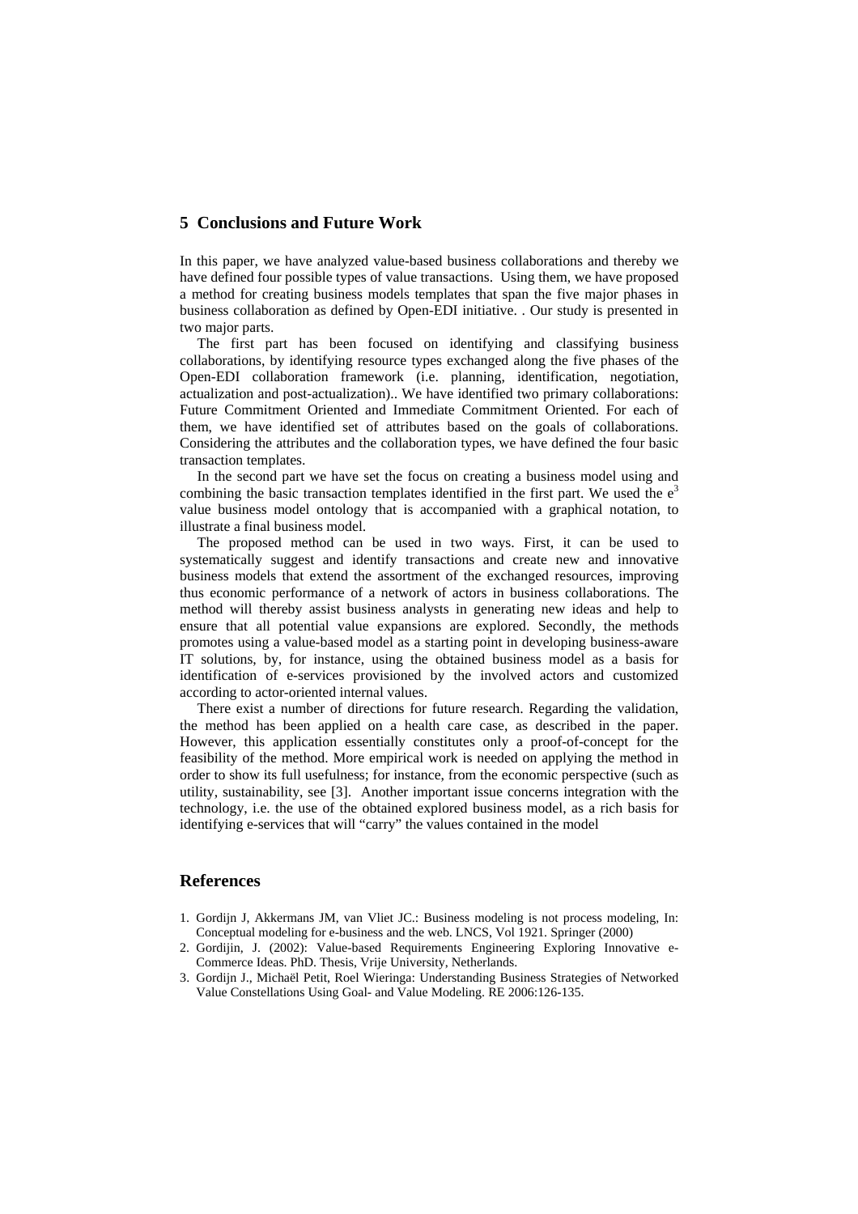## 5 Conclusions and Future Work

In this paper, we have analyzed value-based business collaborations and thereby we have defined four possible types of value transactions. Using them, we have proposed a method for creating business models templates that span the five major phases in business collaboration as defined by Open-EDI initiative. . Our study is presented in two major parts.

The first part has been focused on identifying and classifying business collaborations, by identifying resource types exchanged along the five phases of the Open-EDI collaboration framework (i.e. planning, identification, negotiation, actualization and post-actualization).. We have identified two primary collaborations: Future Commitment Oriented and Immediate Commitment Oriented. For each of them, we have identified set of attributes based on the goals of collaborations. Considering the attributes and the collaboration types, we have defined the four basic transaction templates.

In the second part we have set the focus on creating a business model using and combining the basic transaction templates identified in the first part. We used the $e^3$ value business model ontology that is accompanied with a graphical notation, to illustrate a final business model.

The proposed method can be used in two ways. First, it can be used to systematically suggest and identify transactions and create new and innovative business models that extend the assortment of the exchanged resources, improving thus economic performance of a network of actors in business collaborations. The method will thereby assist business analysts in generating new ideas and help to ensure that all potential value expansions are explored. Secondly, the methods promotes using a value-based model as a starting point in developing business-aware IT solutions, by, for instance, using the obtained business model as a basis for identification of e-services provisioned by the involved actors and customized according to actor-oriented internal values.

There exist a number of directions for future research. Regarding the validation, the method has been applied on a health care case, as described in the paper. However, this application essentially constitutes only a proof-of-concept for the feasibility of the method. More empirical work is needed on applying the method in order to show its full usefulness; for instance, from the economic perspective (such as utility, sustainability, see [3]. Another important issue concerns integration with the technology, i.e. the use of the obtained explored business model, as a rich basis for identifying e-services that will "carry" the values contained in the model

## References

1. Gordijn J, Akkermans JM, van Vliet JC.: Business modeling is not process modeling, In: Conceptual modeling for e-business and the web. LNCS, Vol 1921. Springer (2000)
2. Gordijin, J. (2002): Value-based Requirements Engineering Exploring Innovative e-Commerce Ideas. PhD. Thesis, Vrije University, Netherlands.
3. Gordijn J., Michaël Petit, Roel Wieringa: Understanding Business Strategies of Networked Value Constellations Using Goal- and Value Modeling. RE 2006:126-135.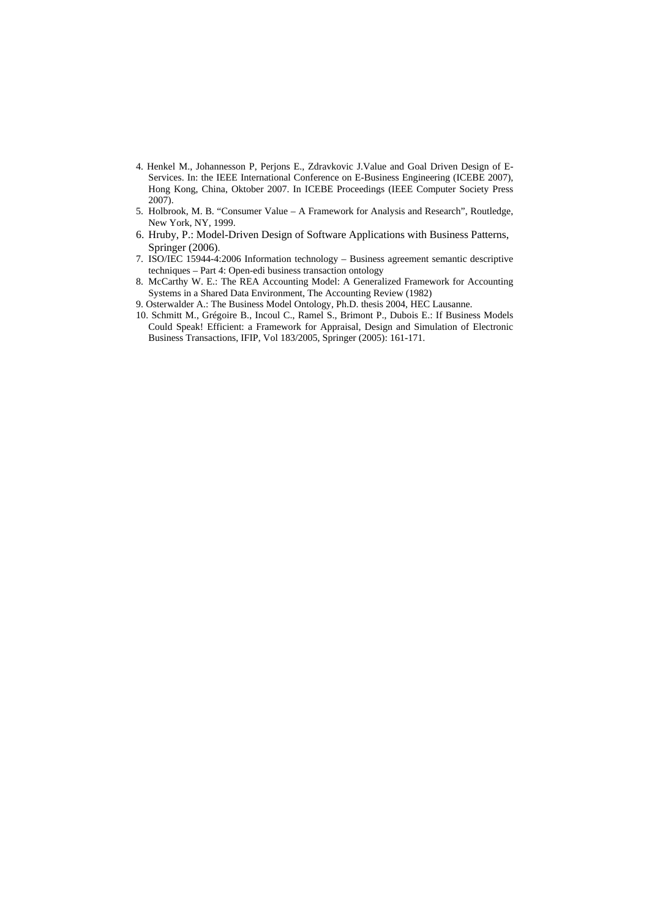4. Henkel M., Johannesson P, Perjons E., Zdravkovic J.Value and Goal Driven Design of E-Services. In: the IEEE International Conference on E-Business Engineering (ICEBE 2007), Hong Kong, China, Oktober 2007. In ICEBE Proceedings (IEEE Computer Society Press 2007).
5. Holbrook, M. B. "Consumer Value – A Framework for Analysis and Research", Routledge, New York, NY, 1999.
6. Hruby, P.: Model-Driven Design of Software Applications with Business Patterns, Springer (2006).
7. ISO/IEC 15944-4:2006 Information technology – Business agreement semantic descriptive techniques – Part 4: Open-edi business transaction ontology
8. McCarthy W. E.: The REA Accounting Model: A Generalized Framework for Accounting Systems in a Shared Data Environment, The Accounting Review (1982)
9. Osterwalder A.: The Business Model Ontology, Ph.D. thesis 2004, HEC Lausanne.
10. Schmitt M., Grégoire B., Incoul C., Ramel S., Brimont P., Dubois E.: If Business Models Could Speak! Efficient: a Framework for Appraisal, Design and Simulation of Electronic Business Transactions, IFIP, Vol 183/2005, Springer (2005): 161-171.